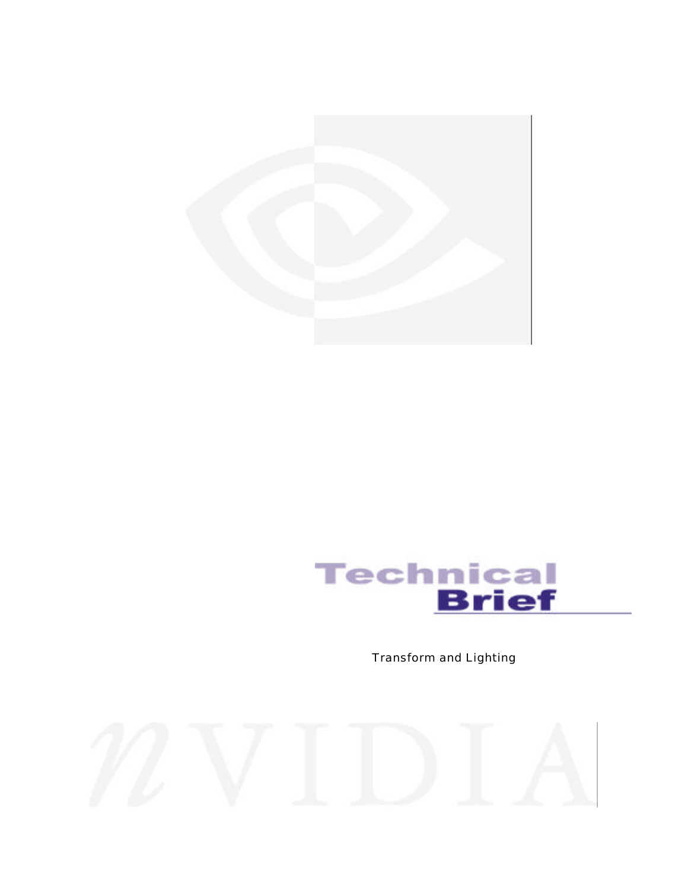# Technical Brief

Transform and Lighting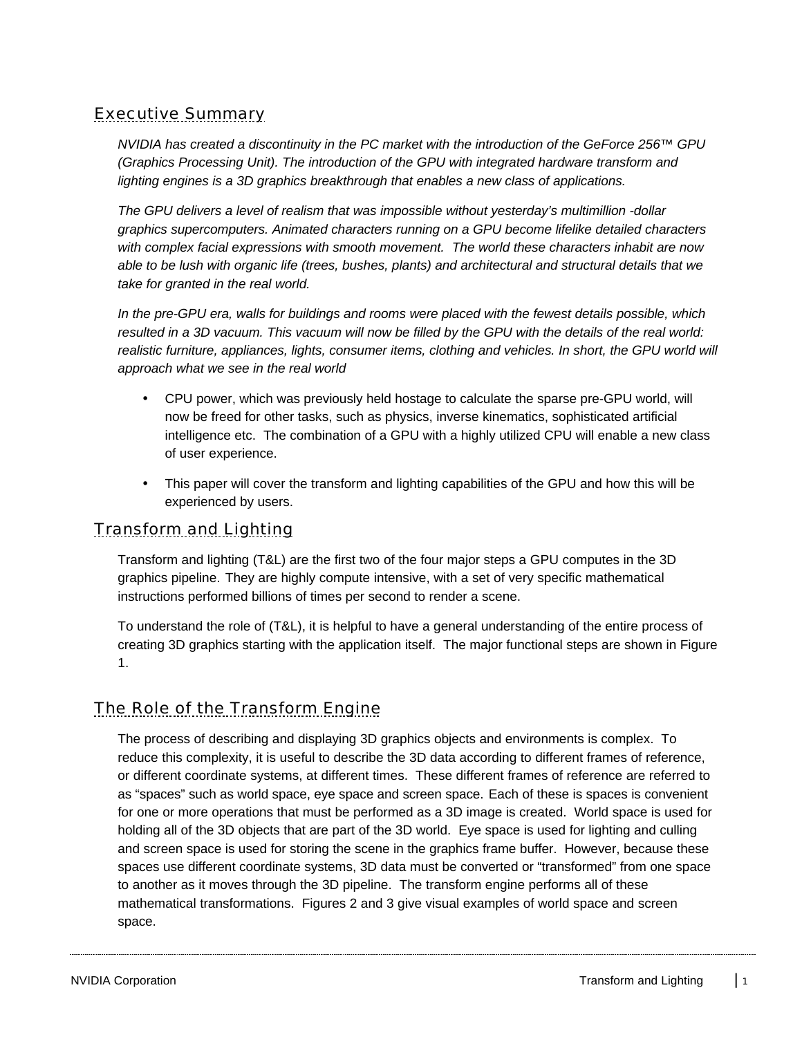## Executive Summary

*NVIDIA has created a discontinuity in the PC market with the introduction of the GeForce 256™ GPU (Graphics Processing Unit). The introduction of the GPU with integrated hardware transform and lighting engines is a 3D graphics breakthrough that enables a new class of applications.*

*The GPU delivers a level of realism that was impossible without yesterday's multimillion -dollar graphics supercomputers. Animated characters running on a GPU become lifelike detailed characters with complex facial expressions with smooth movement. The world these characters inhabit are now able to be lush with organic life (trees, bushes, plants) and architectural and structural details that we take for granted in the real world.*

*In the pre-GPU era, walls for buildings and rooms were placed with the fewest details possible, which resulted in a 3D vacuum. This vacuum will now be filled by the GPU with the details of the real world: realistic furniture, appliances, lights, consumer items, clothing and vehicles. In short, the GPU world will approach what we see in the real world*

- CPU power, which was previously held hostage to calculate the sparse pre-GPU world, will now be freed for other tasks, such as physics, inverse kinematics, sophisticated artificial intelligence etc. The combination of a GPU with a highly utilized CPU will enable a new class of user experience.
- This paper will cover the transform and lighting capabilities of the GPU and how this will be experienced by users.

## Transform and Lighting

Transform and lighting (T&L) are the first two of the four major steps a GPU computes in the 3D graphics pipeline. They are highly compute intensive, with a set of very specific mathematical instructions performed billions of times per second to render a scene.

To understand the role of (T&L), it is helpful to have a general understanding of the entire process of creating 3D graphics starting with the application itself. The major functional steps are shown in Figure 1.

## The Role of the Transform Engine

The process of describing and displaying 3D graphics objects and environments is complex. To reduce this complexity, it is useful to describe the 3D data according to different frames of reference, or different coordinate systems, at different times. These different frames of reference are referred to as "spaces" such as world space, eye space and screen space. Each of these is spaces is convenient for one or more operations that must be performed as a 3D image is created. World space is used for holding all of the 3D objects that are part of the 3D world. Eye space is used for lighting and culling and screen space is used for storing the scene in the graphics frame buffer. However, because these spaces use different coordinate systems, 3D data must be converted or "transformed" from one space to another as it moves through the 3D pipeline. The transform engine performs all of these mathematical transformations. Figures 2 and 3 give visual examples of world space and screen space.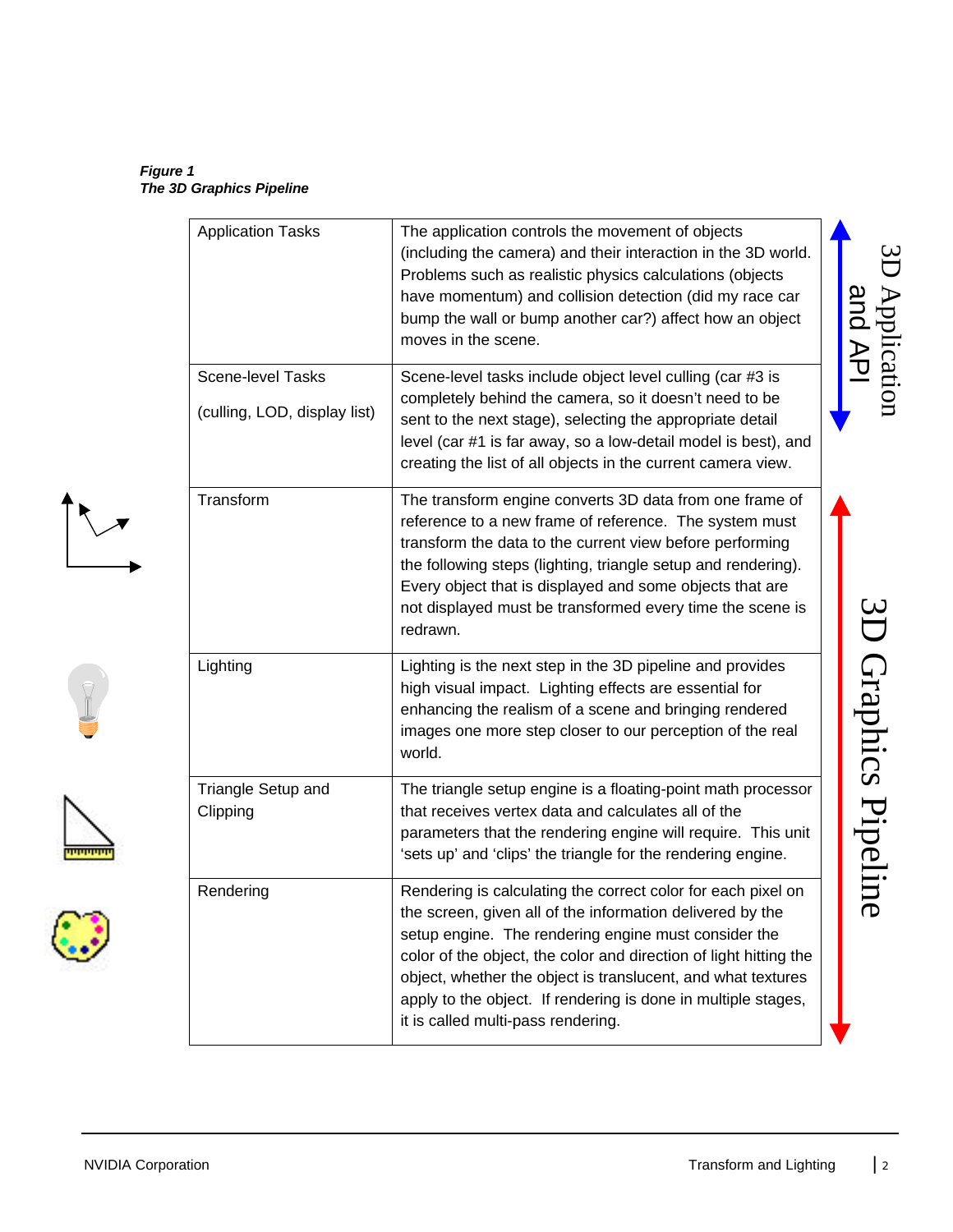***Figure 1***
***The 3D Graphics Pipeline***

| Stage | Description | Group |
|---|---|---|
| Application Tasks | The application controls the movement of objects (including the camera) and their interaction in the 3D world. Problems such as realistic physics calculations (objects have momentum) and collision detection (did my race car bump the wall or bump another car?) affect how an object moves in the scene. | 3D Application and API |
| Scene-level Tasks<br><br>(culling, LOD, display list) | Scene-level tasks include object level culling (car #3 is completely behind the camera, so it doesn't need to be sent to the next stage), selecting the appropriate detail level (car #1 is far away, so a low-detail model is best), and creating the list of all objects in the current camera view. | 3D Application and API |
| Transform | The transform engine converts 3D data from one frame of reference to a new frame of reference. The system must transform the data to the current view before performing the following steps (lighting, triangle setup and rendering). Every object that is displayed and some objects that are not displayed must be transformed every time the scene is redrawn. | 3D Graphics Pipeline |
| Lighting | Lighting is the next step in the 3D pipeline and provides high visual impact. Lighting effects are essential for enhancing the realism of a scene and bringing rendered images one more step closer to our perception of the real world. | 3D Graphics Pipeline |
| Triangle Setup and Clipping | The triangle setup engine is a floating-point math processor that receives vertex data and calculates all of the parameters that the rendering engine will require. This unit 'sets up' and 'clips' the triangle for the rendering engine. | 3D Graphics Pipeline |
| Rendering | Rendering is calculating the correct color for each pixel on the screen, given all of the information delivered by the setup engine. The rendering engine must consider the color of the object, the color and direction of light hitting the object, whether the object is translucent, and what textures apply to the object. If rendering is done in multiple stages, it is called multi-pass rendering. | 3D Graphics Pipeline |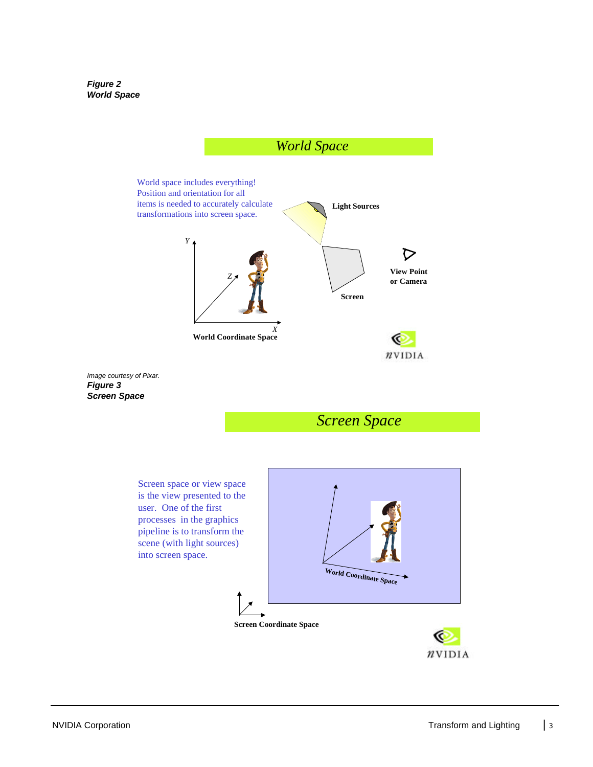***Figure 2***
***World Space***

World Space

World space includes everything! Position and orientation for all items is needed to accurately calculate transformations into screen space.

Light Sources

View Point or Camera

Screen

World Coordinate Space

*Image courtesy of Pixar.*

***Figure 3***
***Screen Space***

Screen Space

Screen space or view space is the view presented to the user. One of the first processes in the graphics pipeline is to transform the scene (with light sources) into screen space.

World Coordinate Space

Screen Coordinate Space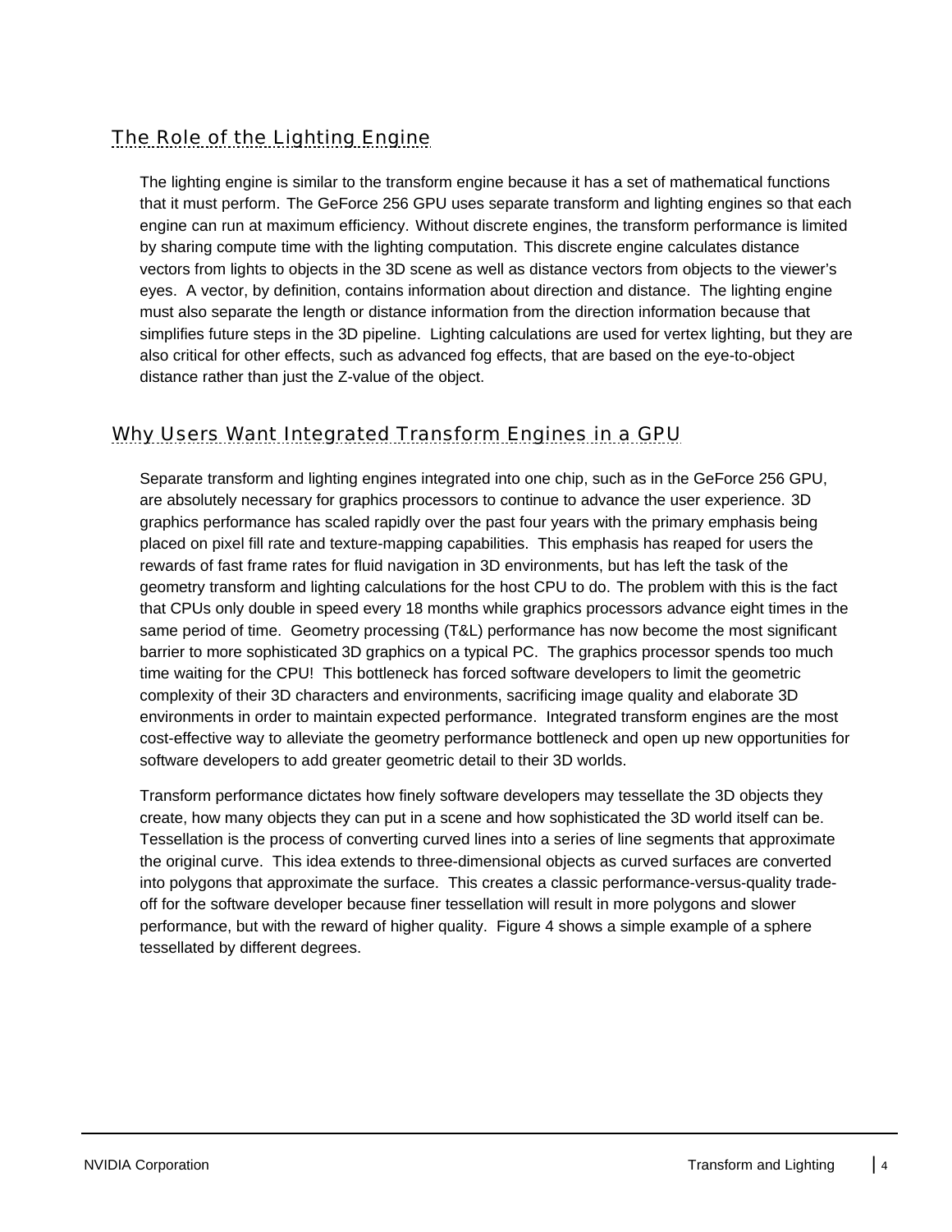## The Role of the Lighting Engine

The lighting engine is similar to the transform engine because it has a set of mathematical functions that it must perform. The GeForce 256 GPU uses separate transform and lighting engines so that each engine can run at maximum efficiency. Without discrete engines, the transform performance is limited by sharing compute time with the lighting computation. This discrete engine calculates distance vectors from lights to objects in the 3D scene as well as distance vectors from objects to the viewer's eyes. A vector, by definition, contains information about direction and distance. The lighting engine must also separate the length or distance information from the direction information because that simplifies future steps in the 3D pipeline. Lighting calculations are used for vertex lighting, but they are also critical for other effects, such as advanced fog effects, that are based on the eye-to-object distance rather than just the Z-value of the object.

## Why Users Want Integrated Transform Engines in a GPU

Separate transform and lighting engines integrated into one chip, such as in the GeForce 256 GPU, are absolutely necessary for graphics processors to continue to advance the user experience. 3D graphics performance has scaled rapidly over the past four years with the primary emphasis being placed on pixel fill rate and texture-mapping capabilities. This emphasis has reaped for users the rewards of fast frame rates for fluid navigation in 3D environments, but has left the task of the geometry transform and lighting calculations for the host CPU to do. The problem with this is the fact that CPUs only double in speed every 18 months while graphics processors advance eight times in the same period of time. Geometry processing (T&L) performance has now become the most significant barrier to more sophisticated 3D graphics on a typical PC. The graphics processor spends too much time waiting for the CPU! This bottleneck has forced software developers to limit the geometric complexity of their 3D characters and environments, sacrificing image quality and elaborate 3D environments in order to maintain expected performance. Integrated transform engines are the most cost-effective way to alleviate the geometry performance bottleneck and open up new opportunities for software developers to add greater geometric detail to their 3D worlds.

Transform performance dictates how finely software developers may tessellate the 3D objects they create, how many objects they can put in a scene and how sophisticated the 3D world itself can be. Tessellation is the process of converting curved lines into a series of line segments that approximate the original curve. This idea extends to three-dimensional objects as curved surfaces are converted into polygons that approximate the surface. This creates a classic performance-versus-quality trade-off for the software developer because finer tessellation will result in more polygons and slower performance, but with the reward of higher quality. Figure 4 shows a simple example of a sphere tessellated by different degrees.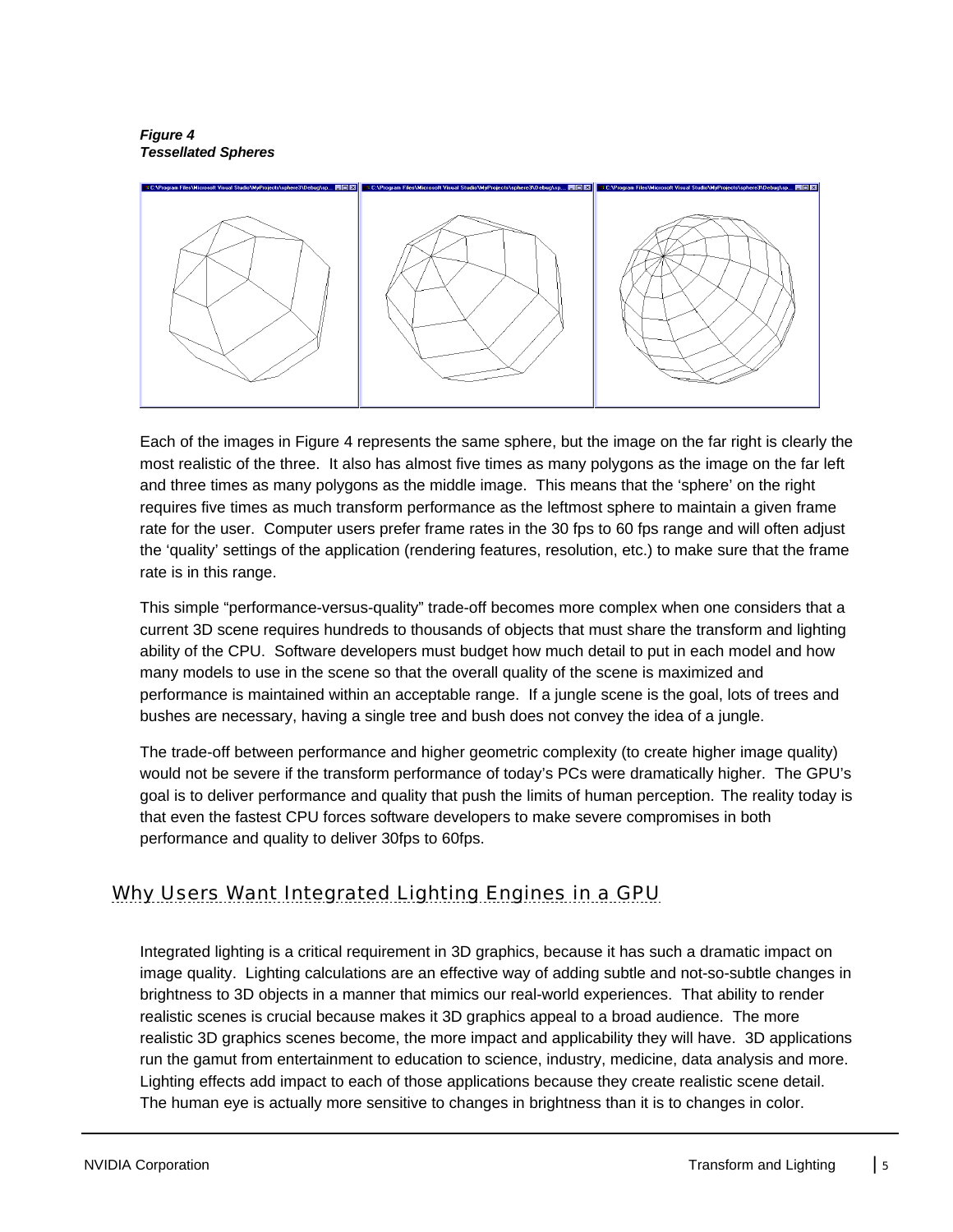***Figure 4***
***Tessellated Spheres***

Each of the images in Figure 4 represents the same sphere, but the image on the far right is clearly the most realistic of the three. It also has almost five times as many polygons as the image on the far left and three times as many polygons as the middle image. This means that the 'sphere' on the right requires five times as much transform performance as the leftmost sphere to maintain a given frame rate for the user. Computer users prefer frame rates in the 30 fps to 60 fps range and will often adjust the 'quality' settings of the application (rendering features, resolution, etc.) to make sure that the frame rate is in this range.

This simple "performance-versus-quality" trade-off becomes more complex when one considers that a current 3D scene requires hundreds to thousands of objects that must share the transform and lighting ability of the CPU. Software developers must budget how much detail to put in each model and how many models to use in the scene so that the overall quality of the scene is maximized and performance is maintained within an acceptable range. If a jungle scene is the goal, lots of trees and bushes are necessary, having a single tree and bush does not convey the idea of a jungle.

The trade-off between performance and higher geometric complexity (to create higher image quality) would not be severe if the transform performance of today's PCs were dramatically higher. The GPU's goal is to deliver performance and quality that push the limits of human perception. The reality today is that even the fastest CPU forces software developers to make severe compromises in both performance and quality to deliver 30fps to 60fps.

## Why Users Want Integrated Lighting Engines in a GPU

Integrated lighting is a critical requirement in 3D graphics, because it has such a dramatic impact on image quality. Lighting calculations are an effective way of adding subtle and not-so-subtle changes in brightness to 3D objects in a manner that mimics our real-world experiences. That ability to render realistic scenes is crucial because makes it 3D graphics appeal to a broad audience. The more realistic 3D graphics scenes become, the more impact and applicability they will have. 3D applications run the gamut from entertainment to education to science, industry, medicine, data analysis and more. Lighting effects add impact to each of those applications because they create realistic scene detail. The human eye is actually more sensitive to changes in brightness than it is to changes in color.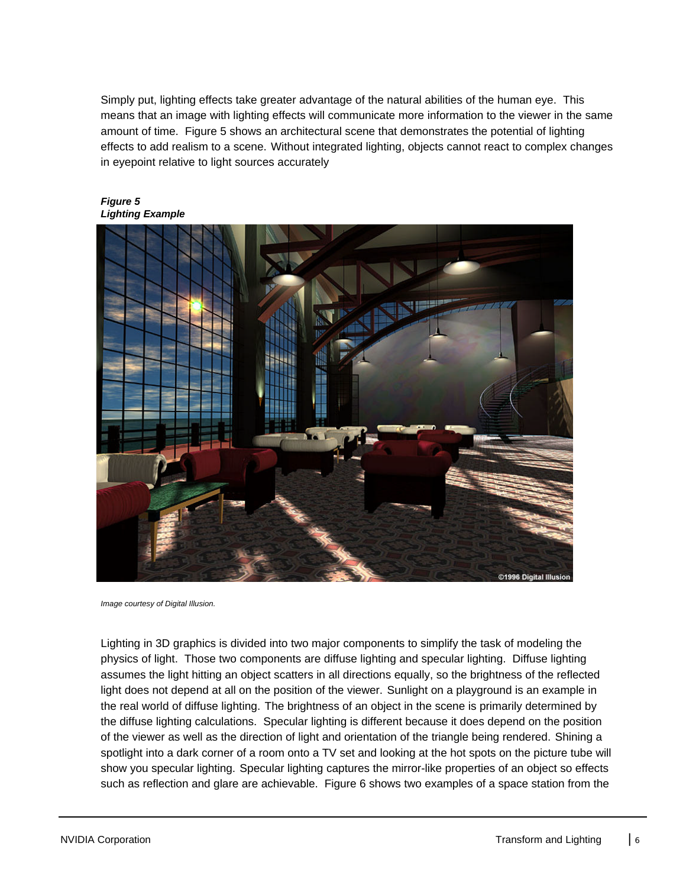Simply put, lighting effects take greater advantage of the natural abilities of the human eye. This means that an image with lighting effects will communicate more information to the viewer in the same amount of time. Figure 5 shows an architectural scene that demonstrates the potential of lighting effects to add realism to a scene. Without integrated lighting, objects cannot react to complex changes in eyepoint relative to light sources accurately

***Figure 5***
***Lighting Example***

*Image courtesy of Digital Illusion.*

Lighting in 3D graphics is divided into two major components to simplify the task of modeling the physics of light. Those two components are diffuse lighting and specular lighting. Diffuse lighting assumes the light hitting an object scatters in all directions equally, so the brightness of the reflected light does not depend at all on the position of the viewer. Sunlight on a playground is an example in the real world of diffuse lighting. The brightness of an object in the scene is primarily determined by the diffuse lighting calculations. Specular lighting is different because it does depend on the position of the viewer as well as the direction of light and orientation of the triangle being rendered. Shining a spotlight into a dark corner of a room onto a TV set and looking at the hot spots on the picture tube will show you specular lighting. Specular lighting captures the mirror-like properties of an object so effects such as reflection and glare are achievable. Figure 6 shows two examples of a space station from the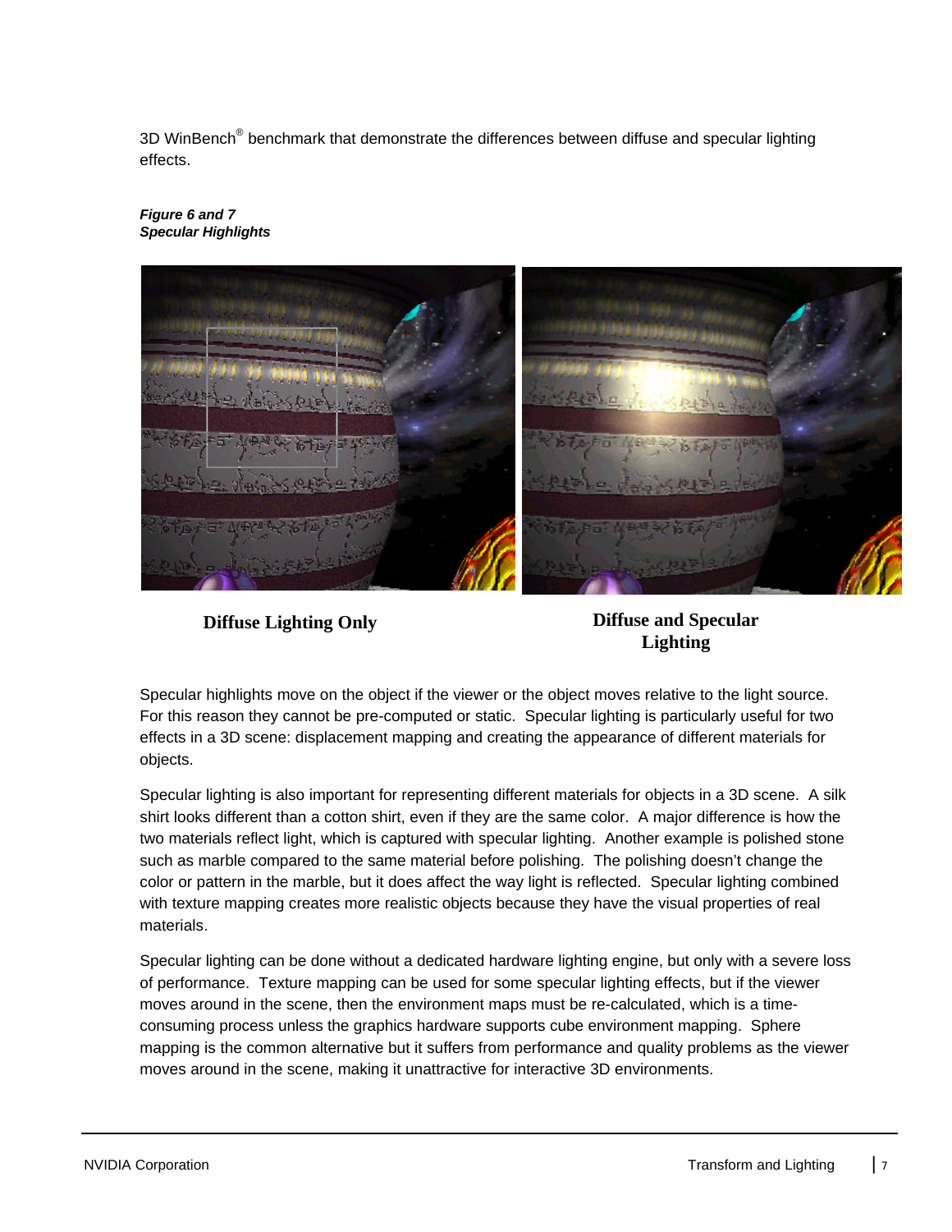3D WinBench® benchmark that demonstrate the differences between diffuse and specular lighting effects.

***Figure 6 and 7***
***Specular Highlights***

**Diffuse Lighting Only**

**Diffuse and Specular Lighting**

Specular highlights move on the object if the viewer or the object moves relative to the light source. For this reason they cannot be pre-computed or static. Specular lighting is particularly useful for two effects in a 3D scene: displacement mapping and creating the appearance of different materials for objects.

Specular lighting is also important for representing different materials for objects in a 3D scene. A silk shirt looks different than a cotton shirt, even if they are the same color. A major difference is how the two materials reflect light, which is captured with specular lighting. Another example is polished stone such as marble compared to the same material before polishing. The polishing doesn't change the color or pattern in the marble, but it does affect the way light is reflected. Specular lighting combined with texture mapping creates more realistic objects because they have the visual properties of real materials.

Specular lighting can be done without a dedicated hardware lighting engine, but only with a severe loss of performance. Texture mapping can be used for some specular lighting effects, but if the viewer moves around in the scene, then the environment maps must be re-calculated, which is a time-consuming process unless the graphics hardware supports cube environment mapping. Sphere mapping is the common alternative but it suffers from performance and quality problems as the viewer moves around in the scene, making it unattractive for interactive 3D environments.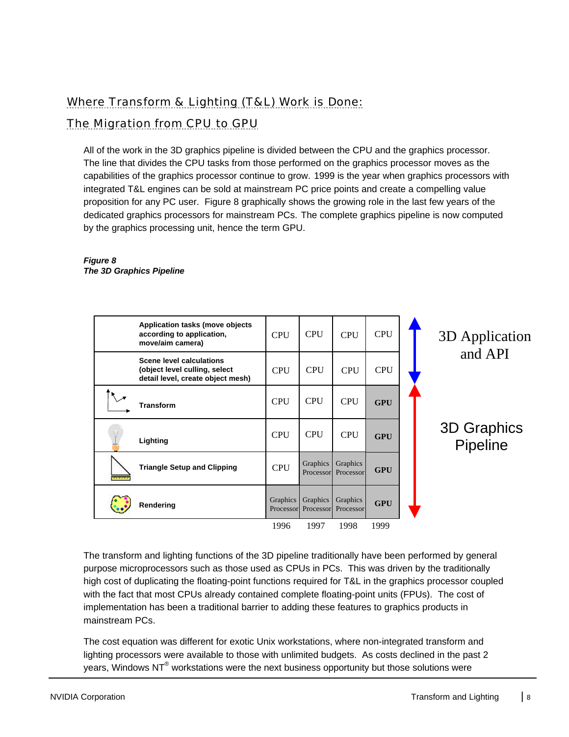## Where Transform & Lighting (T&L) Work is Done: The Migration from CPU to GPU

All of the work in the 3D graphics pipeline is divided between the CPU and the graphics processor. The line that divides the CPU tasks from those performed on the graphics processor moves as the capabilities of the graphics processor continue to grow. 1999 is the year when graphics processors with integrated T&L engines can be sold at mainstream PC price points and create a compelling value proposition for any PC user. Figure 8 graphically shows the growing role in the last few years of the dedicated graphics processors for mainstream PCs. The complete graphics pipeline is now computed by the graphics processing unit, hence the term GPU.

***Figure 8***
***The 3D Graphics Pipeline***

| Task | 1996 | 1997 | 1998 | 1999 | |
|---|---|---|---|---|---|
| **Application tasks (move objects according to application, move/aim camera)** | CPU | CPU | CPU | CPU | 3D Application and API |
| **Scene level calculations (object level culling, select detail level, create object mesh)** | CPU | CPU | CPU | CPU | 3D Application and API |
| **Transform** | CPU | CPU | CPU | **GPU** | 3D Graphics Pipeline |
| **Lighting** | CPU | CPU | CPU | **GPU** | 3D Graphics Pipeline |
| **Triangle Setup and Clipping** | CPU | Graphics Processor | Graphics Processor | **GPU** | 3D Graphics Pipeline |
| **Rendering** | Graphics Processor | Graphics Processor | Graphics Processor | **GPU** | 3D Graphics Pipeline |

The transform and lighting functions of the 3D pipeline traditionally have been performed by general purpose microprocessors such as those used as CPUs in PCs. This was driven by the traditionally high cost of duplicating the floating-point functions required for T&L in the graphics processor coupled with the fact that most CPUs already contained complete floating-point units (FPUs). The cost of implementation has been a traditional barrier to adding these features to graphics products in mainstream PCs.

The cost equation was different for exotic Unix workstations, where non-integrated transform and lighting processors were available to those with unlimited budgets. As costs declined in the past 2 years, Windows NT® workstations were the next business opportunity but those solutions were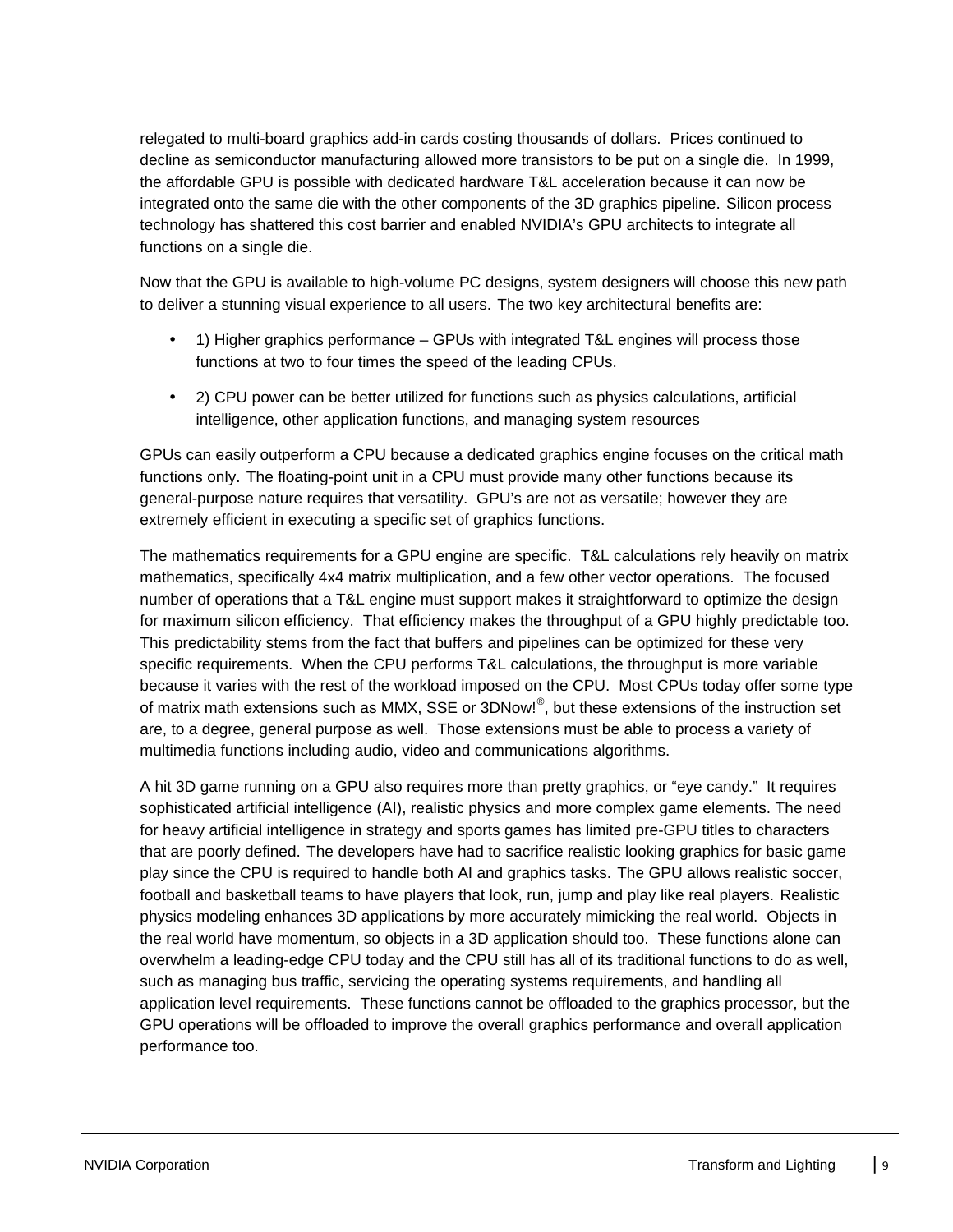relegated to multi-board graphics add-in cards costing thousands of dollars. Prices continued to decline as semiconductor manufacturing allowed more transistors to be put on a single die. In 1999, the affordable GPU is possible with dedicated hardware T&L acceleration because it can now be integrated onto the same die with the other components of the 3D graphics pipeline. Silicon process technology has shattered this cost barrier and enabled NVIDIA's GPU architects to integrate all functions on a single die.

Now that the GPU is available to high-volume PC designs, system designers will choose this new path to deliver a stunning visual experience to all users. The two key architectural benefits are:

- 1) Higher graphics performance – GPUs with integrated T&L engines will process those functions at two to four times the speed of the leading CPUs.
- 2) CPU power can be better utilized for functions such as physics calculations, artificial intelligence, other application functions, and managing system resources

GPUs can easily outperform a CPU because a dedicated graphics engine focuses on the critical math functions only. The floating-point unit in a CPU must provide many other functions because its general-purpose nature requires that versatility. GPU's are not as versatile; however they are extremely efficient in executing a specific set of graphics functions.

The mathematics requirements for a GPU engine are specific. T&L calculations rely heavily on matrix mathematics, specifically 4x4 matrix multiplication, and a few other vector operations. The focused number of operations that a T&L engine must support makes it straightforward to optimize the design for maximum silicon efficiency. That efficiency makes the throughput of a GPU highly predictable too. This predictability stems from the fact that buffers and pipelines can be optimized for these very specific requirements. When the CPU performs T&L calculations, the throughput is more variable because it varies with the rest of the workload imposed on the CPU. Most CPUs today offer some type of matrix math extensions such as MMX, SSE or 3DNow!®, but these extensions of the instruction set are, to a degree, general purpose as well. Those extensions must be able to process a variety of multimedia functions including audio, video and communications algorithms.

A hit 3D game running on a GPU also requires more than pretty graphics, or "eye candy." It requires sophisticated artificial intelligence (AI), realistic physics and more complex game elements. The need for heavy artificial intelligence in strategy and sports games has limited pre-GPU titles to characters that are poorly defined. The developers have had to sacrifice realistic looking graphics for basic game play since the CPU is required to handle both AI and graphics tasks. The GPU allows realistic soccer, football and basketball teams to have players that look, run, jump and play like real players. Realistic physics modeling enhances 3D applications by more accurately mimicking the real world. Objects in the real world have momentum, so objects in a 3D application should too. These functions alone can overwhelm a leading-edge CPU today and the CPU still has all of its traditional functions to do as well, such as managing bus traffic, servicing the operating systems requirements, and handling all application level requirements. These functions cannot be offloaded to the graphics processor, but the GPU operations will be offloaded to improve the overall graphics performance and overall application performance too.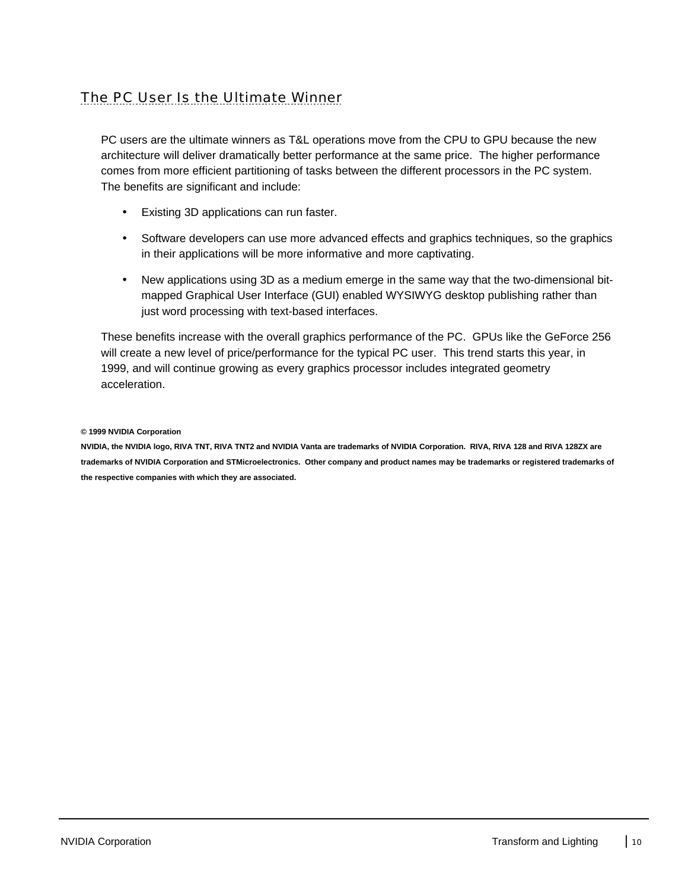## The PC User Is the Ultimate Winner

PC users are the ultimate winners as T&L operations move from the CPU to GPU because the new architecture will deliver dramatically better performance at the same price. The higher performance comes from more efficient partitioning of tasks between the different processors in the PC system. The benefits are significant and include:

- Existing 3D applications can run faster.
- Software developers can use more advanced effects and graphics techniques, so the graphics in their applications will be more informative and more captivating.
- New applications using 3D as a medium emerge in the same way that the two-dimensional bit-mapped Graphical User Interface (GUI) enabled WYSIWYG desktop publishing rather than just word processing with text-based interfaces.

These benefits increase with the overall graphics performance of the PC. GPUs like the GeForce 256 will create a new level of price/performance for the typical PC user. This trend starts this year, in 1999, and will continue growing as every graphics processor includes integrated geometry acceleration.

**© 1999 NVIDIA Corporation**

**NVIDIA, the NVIDIA logo, RIVA TNT, RIVA TNT2 and NVIDIA Vanta are trademarks of NVIDIA Corporation. RIVA, RIVA 128 and RIVA 128ZX are trademarks of NVIDIA Corporation and STMicroelectronics. Other company and product names may be trademarks or registered trademarks of the respective companies with which they are associated.**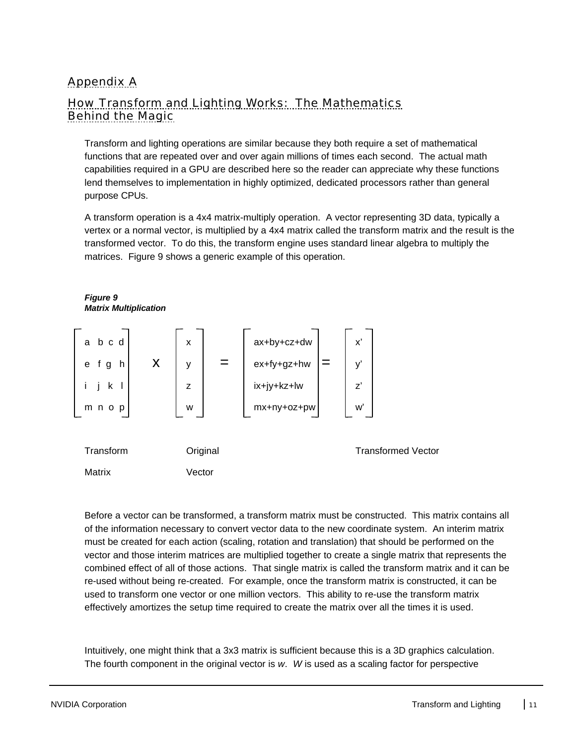## Appendix A

## How Transform and Lighting Works: The Mathematics Behind the Magic

Transform and lighting operations are similar because they both require a set of mathematical functions that are repeated over and over again millions of times each second. The actual math capabilities required in a GPU are described here so the reader can appreciate why these functions lend themselves to implementation in highly optimized, dedicated processors rather than general purpose CPUs.

A transform operation is a 4x4 matrix-multiply operation. A vector representing 3D data, typically a vertex or a normal vector, is multiplied by a 4x4 matrix called the transform matrix and the result is the transformed vector. To do this, the transform engine uses standard linear algebra to multiply the matrices. Figure 9 shows a generic example of this operation.

***Figure 9***
***Matrix Multiplication***

$$\begin{bmatrix} a & b & c & d \\ e & f & g & h \\ i & j & k & l \\ m & n & o & p \end{bmatrix} \times \begin{bmatrix} x \\ y \\ z \\ w \end{bmatrix} = \begin{bmatrix} ax+by+cz+dw \\ ex+fy+gz+hw \\ ix+jy+kz+lw \\ mx+ny+oz+pw \end{bmatrix} = \begin{bmatrix} x' \\ y' \\ z' \\ w' \end{bmatrix}$$

Transform Matrix — Original Vector — Transformed Vector

Before a vector can be transformed, a transform matrix must be constructed. This matrix contains all of the information necessary to convert vector data to the new coordinate system. An interim matrix must be created for each action (scaling, rotation and translation) that should be performed on the vector and those interim matrices are multiplied together to create a single matrix that represents the combined effect of all of those actions. That single matrix is called the transform matrix and it can be re-used without being re-created. For example, once the transform matrix is constructed, it can be used to transform one vector or one million vectors. This ability to re-use the transform matrix effectively amortizes the setup time required to create the matrix over all the times it is used.

Intuitively, one might think that a 3x3 matrix is sufficient because this is a 3D graphics calculation. The fourth component in the original vector is *w*. *W* is used as a scaling factor for perspective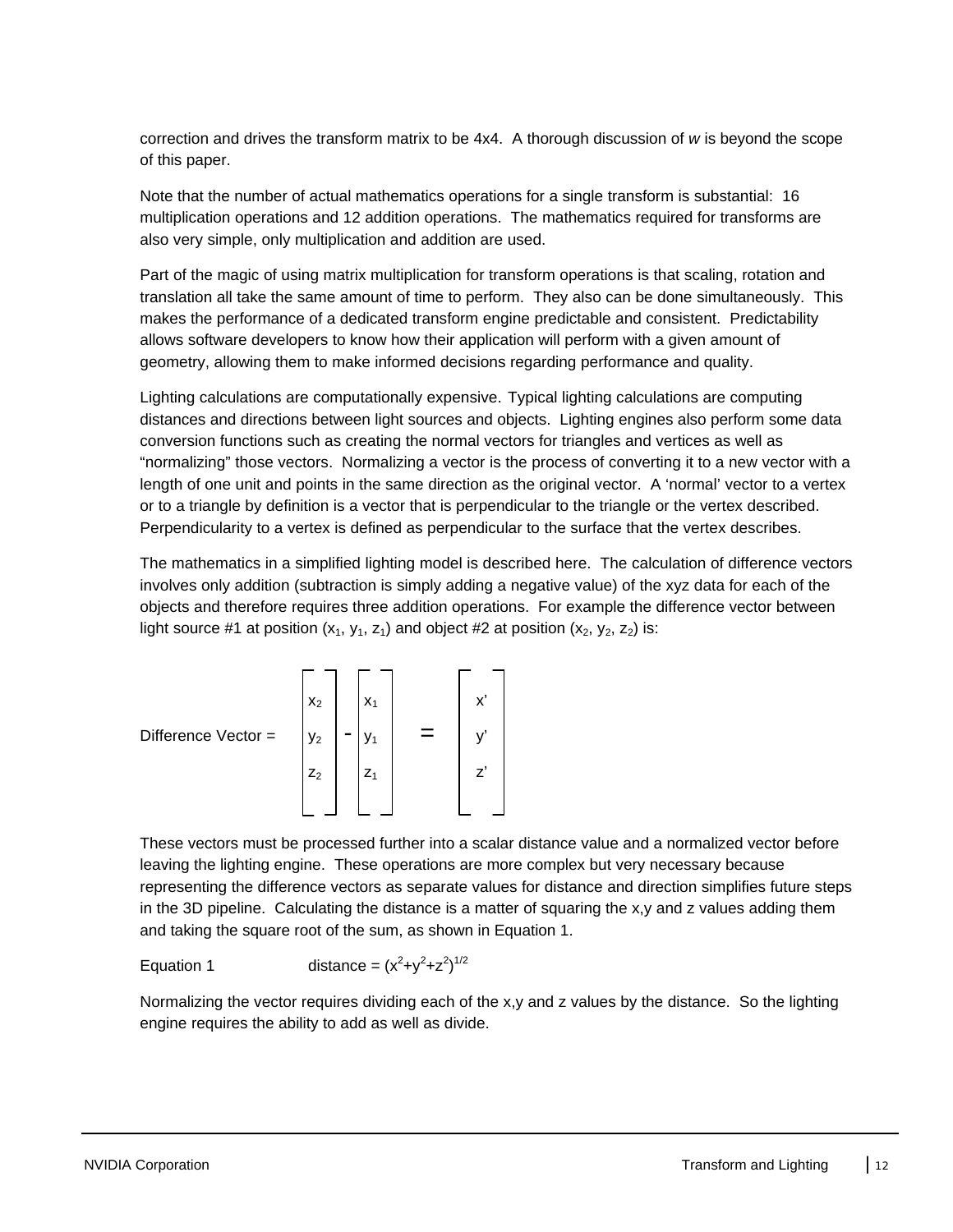correction and drives the transform matrix to be 4x4. A thorough discussion of *w* is beyond the scope of this paper.

Note that the number of actual mathematics operations for a single transform is substantial: 16 multiplication operations and 12 addition operations. The mathematics required for transforms are also very simple, only multiplication and addition are used.

Part of the magic of using matrix multiplication for transform operations is that scaling, rotation and translation all take the same amount of time to perform. They also can be done simultaneously. This makes the performance of a dedicated transform engine predictable and consistent. Predictability allows software developers to know how their application will perform with a given amount of geometry, allowing them to make informed decisions regarding performance and quality.

Lighting calculations are computationally expensive. Typical lighting calculations are computing distances and directions between light sources and objects. Lighting engines also perform some data conversion functions such as creating the normal vectors for triangles and vertices as well as "normalizing" those vectors. Normalizing a vector is the process of converting it to a new vector with a length of one unit and points in the same direction as the original vector. A 'normal' vector to a vertex or to a triangle by definition is a vector that is perpendicular to the triangle or the vertex described. Perpendicularity to a vertex is defined as perpendicular to the surface that the vertex describes.

The mathematics in a simplified lighting model is described here. The calculation of difference vectors involves only addition (subtraction is simply adding a negative value) of the xyz data for each of the objects and therefore requires three addition operations. For example the difference vector between light source #1 at position ($x_1$, $y_1$, $z_1$) and object #2 at position ($x_2$, $y_2$, $z_2$) is:

$$\text{Difference Vector} = \begin{bmatrix} x_2 \\ y_2 \\ z_2 \end{bmatrix} - \begin{bmatrix} x_1 \\ y_1 \\ z_1 \end{bmatrix} = \begin{bmatrix} x' \\ y' \\ z' \end{bmatrix}$$

These vectors must be processed further into a scalar distance value and a normalized vector before leaving the lighting engine. These operations are more complex but very necessary because representing the difference vectors as separate values for distance and direction simplifies future steps in the 3D pipeline. Calculating the distance is a matter of squaring the x,y and z values adding them and taking the square root of the sum, as shown in Equation 1.

Equation 1 $$\text{distance} = (x^2+y^2+z^2)^{1/2}$$

Normalizing the vector requires dividing each of the x,y and z values by the distance. So the lighting engine requires the ability to add as well as divide.